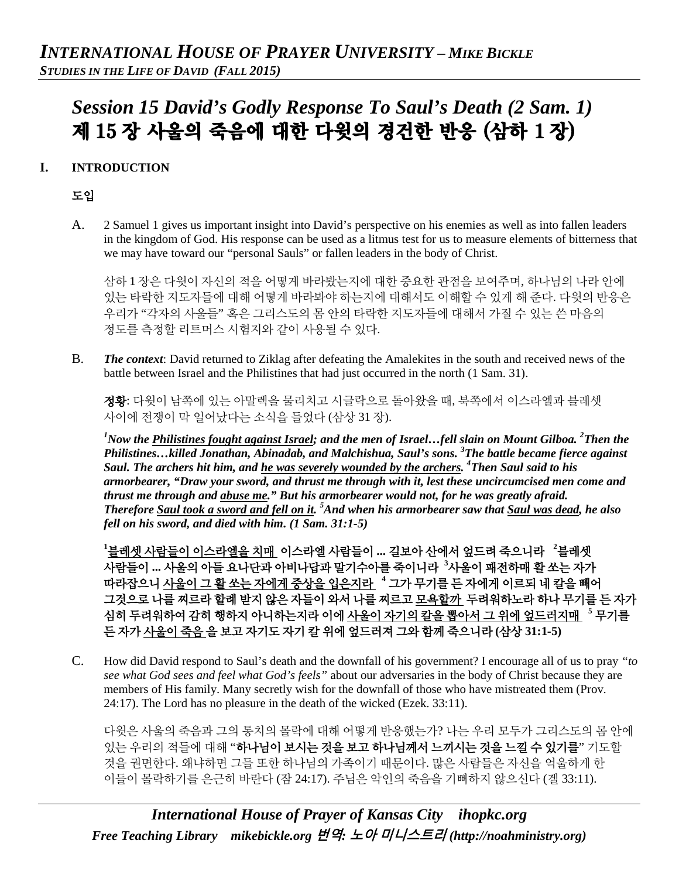# *Session 15 David's Godly Response To Saul's Death (2 Sam. 1)*
# 제 15 장 사울의 죽음에 대한 다윗의 경건한 반응 (삼하 1 장)

## I. INTRODUCTION

## 도입

A. 2 Samuel 1 gives us important insight into David's perspective on his enemies as well as into fallen leaders in the kingdom of God. His response can be used as a litmus test for us to measure elements of bitterness that we may have toward our "personal Sauls" or fallen leaders in the body of Christ.

삼하 1 장은 다윗이 자신의 적을 어떻게 바라봤는지에 대한 중요한 관점을 보여주며, 하나님의 나라 안에 있는 타락한 지도자들에 대해 어떻게 바라봐야 하는지에 대해서도 이해할 수 있게 해 준다. 다윗의 반응은 우리가 "각자의 사울들" 혹은 그리스도의 몸 안의 타락한 지도자들에 대해서 가질 수 있는 쓴 마음의 정도를 측정할 리트머스 시험지와 같이 사용될 수 있다.

B. ***The context***: David returned to Ziklag after defeating the Amalekites in the south and received news of the battle between Israel and the Philistines that had just occurred in the north (1 Sam. 31).

**정황**: 다윗이 남쪽에 있는 아말렉을 물리치고 시글락으로 돌아왔을 때, 북쪽에서 이스라엘과 블레셋 사이에 전쟁이 막 일어났다는 소식을 들었다 (삼상 31 장).

***[1]Now the <u>Philistines fought against Israel</u>; and the men of Israel…fell slain on Mount Gilboa. [2]Then the Philistines…killed Jonathan, Abinadab, and Malchishua, Saul's sons. [3]The battle became fierce against Saul. The archers hit him, and <u>he was severely wounded by the archers</u>. [4]Then Saul said to his armorbearer, "Draw your sword, and thrust me through with it, lest these uncircumcised men come and thrust me through and <u>abuse me</u>." But his armorbearer would not, for he was greatly afraid. Therefore <u>Saul took a sword and fell on it</u>. [5]And when his armorbearer saw that <u>Saul was dead</u>, he also fell on his sword, and died with him. (1 Sam. 31:1-5)***

**[1]<u>블레셋 사람들이 이스라엘을 치매</u> 이스라엘 사람들이 ... 길보아 산에서 엎드려 죽으니라 [2]블레셋 사람들이 ... 사울의 아들 요나단과 아비나답과 말기수아를 죽이니라 [3]사울이 패전하매 활 쏘는 자가 따라잡으니 <u>사울이 그 활 쏘는 자에게 중상을 입은지라</u> [4]그가 무기를 든 자에게 이르되 네 칼을 빼어 그것으로 나를 찌르라 할례 받지 않은 자들이 와서 나를 찌르고 <u>모욕할까</u> 두려워하노라 하나 무기를 든 자가 심히 두려워하여 감히 행하지 아니하는지라 이에 <u>사울이 자기의 칼을 뽑아서 그 위에 엎드러지매</u> [5]무기를 든 자가 <u>사울이 죽음</u>을 보고 자기도 자기 칼 위에 엎드러져 그와 함께 죽으니라 (삼상 31:1-5)**

C. How did David respond to Saul's death and the downfall of his government? I encourage all of us to pray *"to see what God sees and feel what God's feels"* about our adversaries in the body of Christ because they are members of His family. Many secretly wish for the downfall of those who have mistreated them (Prov. 24:17). The Lord has no pleasure in the death of the wicked (Ezek. 33:11).

다윗은 사울의 죽음과 그의 통치의 몰락에 대해 어떻게 반응했는가? 나는 우리 모두가 그리스도의 몸 안에 있는 우리의 적들에 대해 "**하나님이 보시는 것을 보고 하나님께서 느끼시는 것을 느낄 수 있기를**" 기도할 것을 권면한다. 왜냐하면 그들 또한 하나님의 가족이기 때문이다. 많은 사람들은 자신을 억울하게 한 이들이 몰락하기를 은근히 바란다 (잠 24:17). 주님은 악인의 죽음을 기뻐하지 않으신다 (겔 33:11).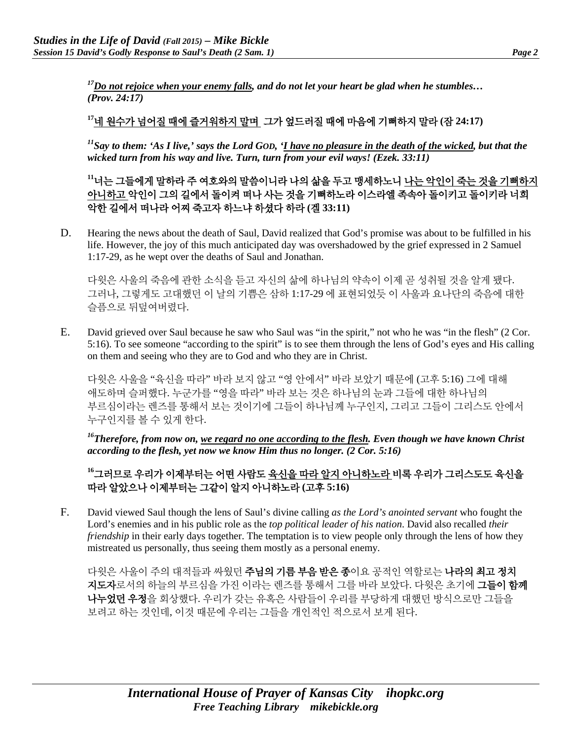*[17]__Do not rejoice when your enemy falls__, and do not let your heart be glad when he stumbles… (Prov. 24:17)*

**[17]__네 원수가 넘어질 때에 즐거워하지 말며__ 그가 엎드러질 때에 마음에 기뻐하지 말라 (잠 24:17)**

*[11]Say to them: 'As I live,' says the Lord GOD, '__I have no pleasure in the death of the wicked__, but that the wicked turn from his way and live. Turn, turn from your evil ways! (Ezek. 33:11)*

**[11]너는 그들에게 말하라 주 여호와의 말씀이니라 나의 삶을 두고 맹세하노니 __나는 악인이 죽는 것을 기뻐하지 아니하고__ 악인이 그의 길에서 돌이켜 떠나 사는 것을 기뻐하노라 이스라엘 족속아 돌이키고 돌이키라 너희 악한 길에서 떠나라 어찌 죽고자 하느냐 하셨다 하라 (겔 33:11)**

D. Hearing the news about the death of Saul, David realized that God's promise was about to be fulfilled in his life. However, the joy of this much anticipated day was overshadowed by the grief expressed in 2 Samuel 1:17-29, as he wept over the deaths of Saul and Jonathan.

다윗은 사울의 죽음에 관한 소식을 듣고 자신의 삶에 하나님의 약속이 이제 곧 성취될 것을 알게 됐다. 그러나, 그렇게도 고대했던 이 날의 기쁨은 삼하 1:17-29 에 표현되었듯 이 사울과 요나단의 죽음에 대한 슬픔으로 뒤덮여버렸다.

E. David grieved over Saul because he saw who Saul was "in the spirit," not who he was "in the flesh" (2 Cor. 5:16). To see someone "according to the spirit" is to see them through the lens of God's eyes and His calling on them and seeing who they are to God and who they are in Christ.

다윗은 사울을 "육신을 따라" 바라 보지 않고 "영 안에서" 바라 보았기 때문에 (고후 5:16) 그에 대해 애도하며 슬퍼했다. 누군가를 "영을 따라" 바라 보는 것은 하나님의 눈과 그들에 대한 하나님의 부르심이라는 렌즈를 통해서 보는 것이기에 그들이 하나님께 누구인지, 그리고 그들이 그리스도 안에서 누구인지를 볼 수 있게 한다.

*[16]Therefore, from now on, __we regard no one according to the flesh__. Even though we have known Christ according to the flesh, yet now we know Him thus no longer. (2 Cor. 5:16)*

**[16]그러므로 우리가 이제부터는 어떤 사람도 __육신을 따라 알지 아니하노라__ 비록 우리가 그리스도도 육신을 따라 알았으나 이제부터는 그같이 알지 아니하노라 (고후 5:16)**

F. David viewed Saul though the lens of Saul's divine calling *as the Lord's anointed servant* who fought the Lord's enemies and in his public role as the *top political leader of his nation*. David also recalled *their friendship* in their early days together. The temptation is to view people only through the lens of how they mistreated us personally, thus seeing them mostly as a personal enemy.

다윗은 사울이 주의 대적들과 싸웠던 **주님의 기름 부음 받은 종**이요 공적인 역할로는 **나라의 최고 정치 지도자**로서의 하늘의 부르심을 가진 이라는 렌즈를 통해서 그를 바라 보았다. 다윗은 초기에 **그들이 함께 나누었던 우정**을 회상했다. 우리가 갖는 유혹은 사람들이 우리를 부당하게 대했던 방식으로만 그들을 보려고 하는 것인데, 이것 때문에 우리는 그들을 개인적인 적으로서 보게 된다.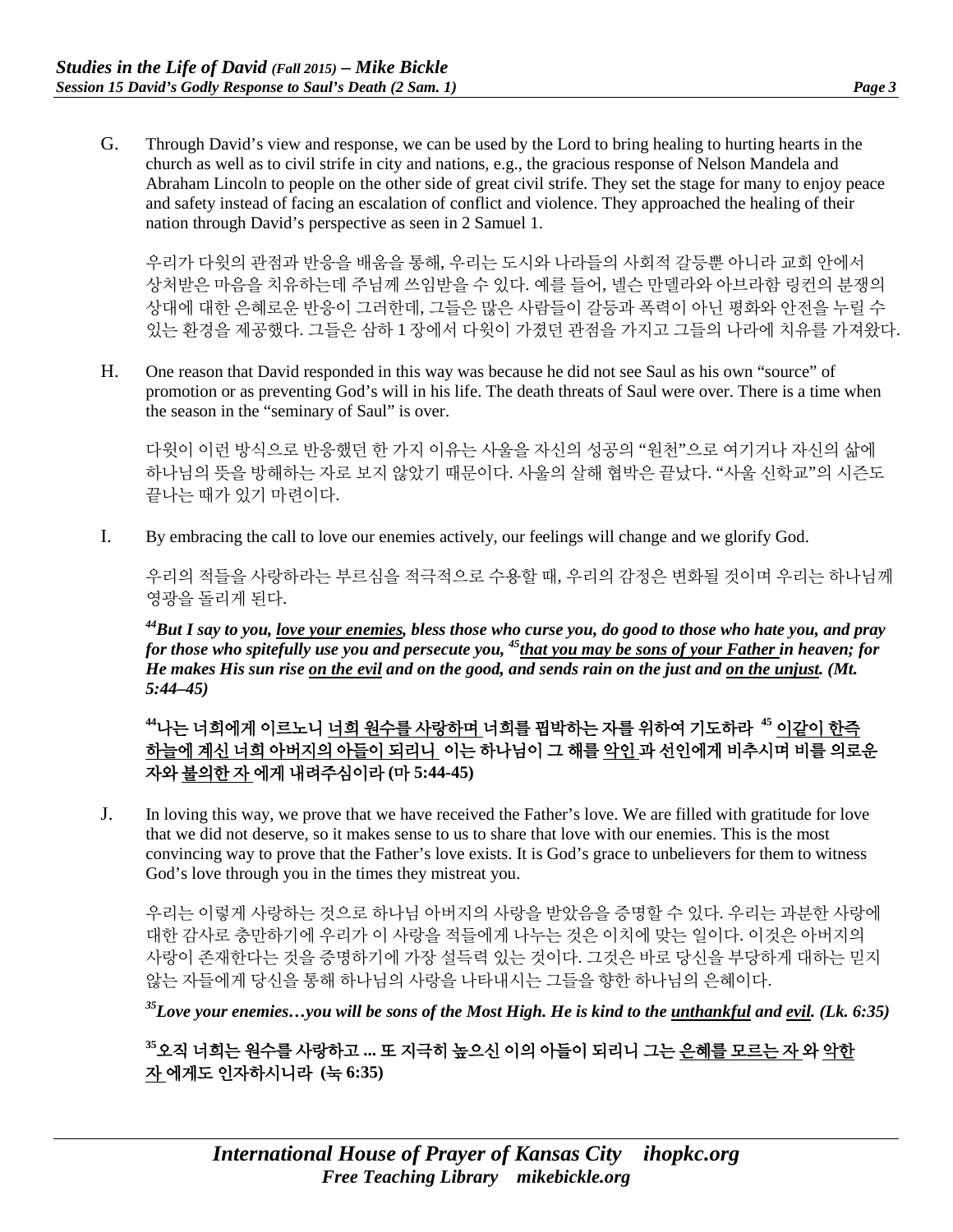G. Through David's view and response, we can be used by the Lord to bring healing to hurting hearts in the church as well as to civil strife in city and nations, e.g., the gracious response of Nelson Mandela and Abraham Lincoln to people on the other side of great civil strife. They set the stage for many to enjoy peace and safety instead of facing an escalation of conflict and violence. They approached the healing of their nation through David's perspective as seen in 2 Samuel 1.

우리가 다윗의 관점과 반응을 배움을 통해, 우리는 도시와 나라들의 사회적 갈등뿐 아니라 교회 안에서 상처받은 마음을 치유하는데 주님께 쓰임받을 수 있다. 예를 들어, 넬슨 만델라와 아브라함 링컨의 분쟁의 상대에 대한 은혜로운 반응이 그러한데, 그들은 많은 사람들이 갈등과 폭력이 아닌 평화와 안전을 누릴 수 있는 환경을 제공했다. 그들은 삼하 1 장에서 다윗이 가졌던 관점을 가지고 그들의 나라에 치유를 가져왔다.

H. One reason that David responded in this way was because he did not see Saul as his own "source" of promotion or as preventing God's will in his life. The death threats of Saul were over. There is a time when the season in the "seminary of Saul" is over.

다윗이 이런 방식으로 반응했던 한 가지 이유는 사울을 자신의 성공의 "원천"으로 여기거나 자신의 삶에 하나님의 뜻을 방해하는 자로 보지 않았기 때문이다. 사울의 살해 협박은 끝났다. "사울 신학교"의 시즌도 끝나는 때가 있기 마련이다.

I. By embracing the call to love our enemies actively, our feelings will change and we glorify God.

우리의 적들을 사랑하라는 부르심을 적극적으로 수용할 때, 우리의 감정은 변화될 것이며 우리는 하나님께 영광을 돌리게 된다.

***[44]But I say to you, <u>love your enemies</u>, bless those who curse you, do good to those who hate you, and pray for those who spitefully use you and persecute you, [45]<u>that you may be sons of your Father</u> in heaven; for He makes His sun rise <u>on the evil</u> and on the good, and sends rain on the just and <u>on the unjust</u>. (Mt. 5:44–45)***

**[44]나는 너희에게 이르노니 <u>너희 원수를 사랑하며</u> 너희를 핍박하는 자를 위하여 기도하라 [45] <u>이같이 한즉 하늘에 계신 너희 아버지의 아들이 되리니</u> 이는 하나님이 그 해를 <u>악인</u>과 선인에게 비추시며 비를 의로운 자와 <u>불의한 자</u> 에게 내려주심이라 (마 5:44-45)**

J. In loving this way, we prove that we have received the Father's love. We are filled with gratitude for love that we did not deserve, so it makes sense to us to share that love with our enemies. This is the most convincing way to prove that the Father's love exists. It is God's grace to unbelievers for them to witness God's love through you in the times they mistreat you.

우리는 이렇게 사랑하는 것으로 하나님 아버지의 사랑을 받았음을 증명할 수 있다. 우리는 과분한 사랑에 대한 감사로 충만하기에 우리가 이 사랑을 적들에게 나누는 것은 이치에 맞는 일이다. 이것은 아버지의 사랑이 존재한다는 것을 증명하기에 가장 설득력 있는 것이다. 그것은 바로 당신을 부당하게 대하는 믿지 않는 자들에게 당신을 통해 하나님의 사랑을 나타내시는 그들을 향한 하나님의 은혜이다.

***[35]Love your enemies…you will be sons of the Most High. He is kind to the <u>unthankful</u> and <u>evil</u>. (Lk. 6:35)***

**[35]오직 너희는 원수를 사랑하고 ... 또 지극히 높으신 이의 아들이 되리니 그는 <u>은혜를 모르는 자</u> 와 <u>악한 자</u> 에게도 인자하시니라 (눅 6:35)**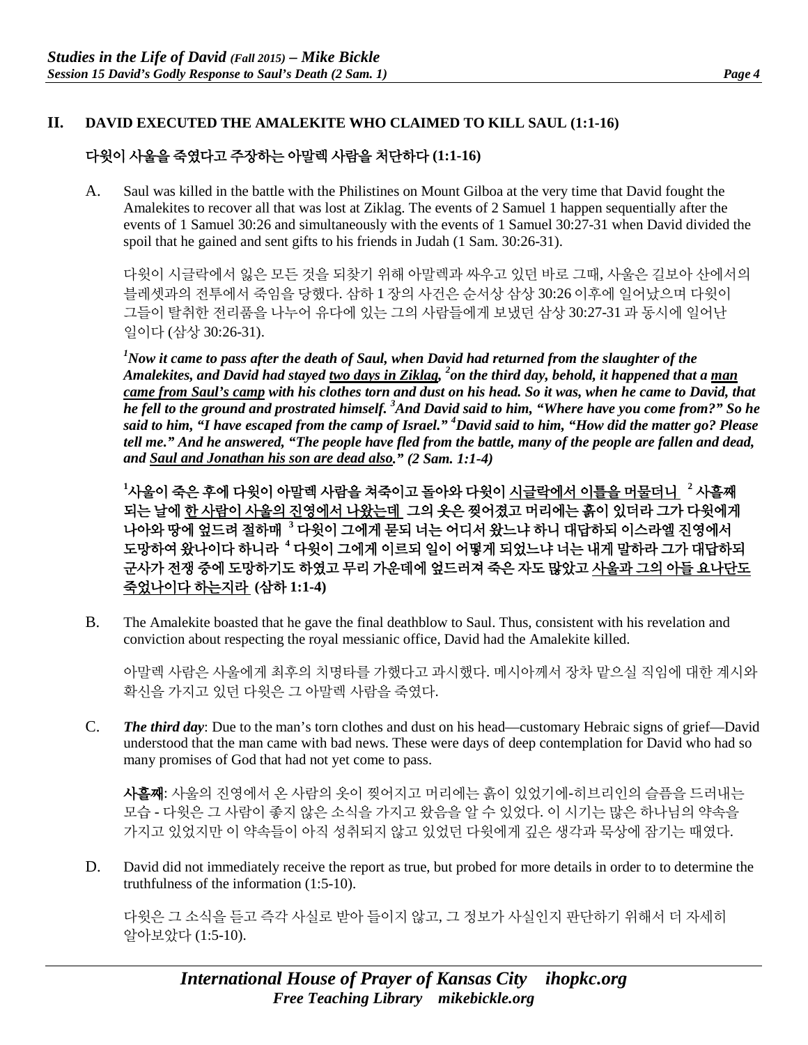## II. DAVID EXECUTED THE AMALEKITE WHO CLAIMED TO KILL SAUL (1:1-16)

## 다윗이 사울을 죽였다고 주장하는 아말렉 사람을 처단하다 (1:1-16)

A. Saul was killed in the battle with the Philistines on Mount Gilboa at the very time that David fought the Amalekites to recover all that was lost at Ziklag. The events of 2 Samuel 1 happen sequentially after the events of 1 Samuel 30:26 and simultaneously with the events of 1 Samuel 30:27-31 when David divided the spoil that he gained and sent gifts to his friends in Judah (1 Sam. 30:26-31).

다윗이 시글락에서 잃은 모든 것을 되찾기 위해 아말렉과 싸우고 있던 바로 그때, 사울은 길보아 산에서의 블레셋과의 전투에서 죽임을 당했다. 삼하 1장의 사건은 순서상 삼상 30:26 이후에 일어났으며 다윗이 그들이 탈취한 전리품을 나누어 유다에 있는 그의 사람들에게 보냈던 삼상 30:27-31과 동시에 일어난 일이다 (삼상 30:26-31).

***[1]Now it came to pass after the death of Saul, when David had returned from the slaughter of the Amalekites, and David had stayed <u>two days in Ziklag</u>, [2]on the third day, behold, it happened that a <u>man came from Saul's camp</u> with his clothes torn and dust on his head. So it was, when he came to David, that he fell to the ground and prostrated himself. [3]And David said to him, "Where have you come from?" So he said to him, "I have escaped from the camp of Israel." [4]David said to him, "How did the matter go? Please tell me." And he answered, "The people have fled from the battle, many of the people are fallen and dead, and <u>Saul and Jonathan his son are dead also</u>." (2 Sam. 1:1-4)***

**[1]사울이 죽은 후에 다윗이 아말렉 사람을 쳐죽이고 돌아와 다윗이 <u>시글락에서 이틀을 머물더니</u> [2]사흘째 되는 날에 <u>한 사람이 사울의 진영에서 나왔는데</u> 그의 옷은 찢어졌고 머리에는 흙이 있더라 그가 다윗에게 나아와 땅에 엎드려 절하매 [3]다윗이 그에게 묻되 너는 어디서 왔느냐 하니 대답하되 이스라엘 진영에서 도망하여 왔나이다 하니라 [4]다윗이 그에게 이르되 일이 어떻게 되었느냐 너는 내게 말하라 그가 대답하되 군사가 전쟁 중에 도망하기도 하였고 무리 가운데에 엎드러져 죽은 자도 많았고 <u>사울과 그의 아들 요나단도 죽었나이다 하는지라</u> (삼하 1:1-4)**

B. The Amalekite boasted that he gave the final deathblow to Saul. Thus, consistent with his revelation and conviction about respecting the royal messianic office, David had the Amalekite killed.

아말렉 사람은 사울에게 최후의 치명타를 가했다고 과시했다. 메시아께서 장차 맡으실 직임에 대한 계시와 확신을 가지고 있던 다윗은 그 아말렉 사람을 죽였다.

C. ***The third day***: Due to the man's torn clothes and dust on his head—customary Hebraic signs of grief—David understood that the man came with bad news. These were days of deep contemplation for David who had so many promises of God that had not yet come to pass.

**사흘째**: 사울의 진영에서 온 사람의 옷이 찢어지고 머리에는 흙이 있었기에-히브리인의 슬픔을 드러내는 모습 - 다윗은 그 사람이 좋지 않은 소식을 가지고 왔음을 알 수 있었다. 이 시기는 많은 하나님의 약속을 가지고 있었지만 이 약속들이 아직 성취되지 않고 있었던 다윗에게 깊은 생각과 묵상에 잠기는 때였다.

D. David did not immediately receive the report as true, but probed for more details in order to to determine the truthfulness of the information (1:5-10).

다윗은 그 소식을 듣고 즉각 사실로 받아 들이지 않고, 그 정보가 사실인지 판단하기 위해서 더 자세히 알아보았다 (1:5-10).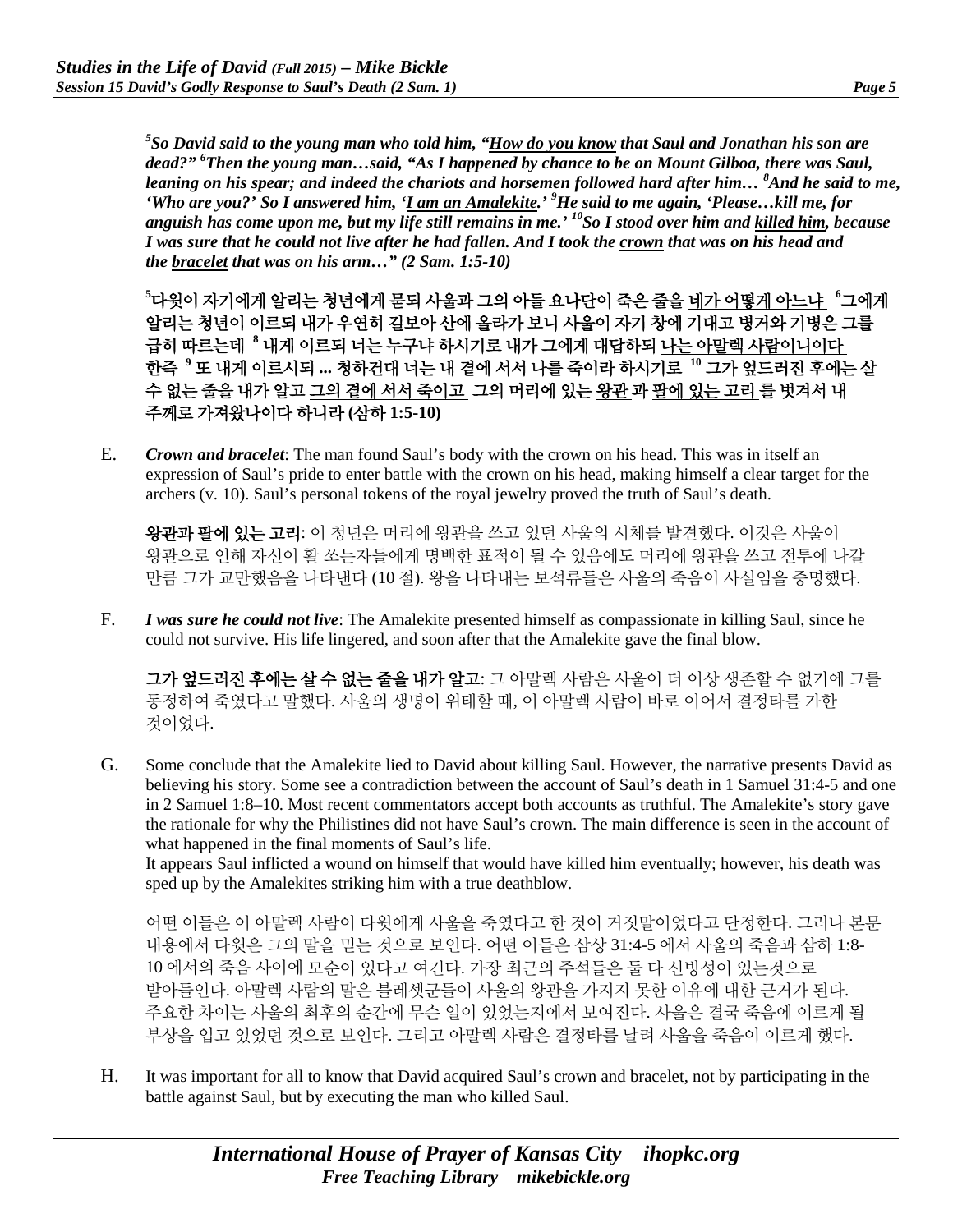*[5]So David said to the young man who told him, "<u>How do you know</u> that Saul and Jonathan his son are dead?" [6]Then the young man…said, "As I happened by chance to be on Mount Gilboa, there was Saul, leaning on his spear; and indeed the chariots and horsemen followed hard after him… [8]And he said to me, 'Who are you?' So I answered him, '<u>I am an Amalekite</u>.' [9]He said to me again, 'Please…kill me, for anguish has come upon me, but my life still remains in me.' [10]So I stood over him and <u>killed him</u>, because I was sure that he could not live after he had fallen. And I took the <u>crown</u> that was on his head and the <u>bracelet</u> that was on his arm…" (2 Sam. 1:5-10)*

**[5]다윗이 자기에게 알리는 청년에게 묻되 사울과 그의 아들 요나단이 죽은 줄을 <u>네가 어떻게 아느냐</u> [6]그에게 알리는 청년이 이르되 내가 우연히 길보아 산에 올라가 보니 사울이 자기 창에 기대고 병거와 기병은 그를 급히 따르는데 [8] 내게 이르되 너는 누구냐 하시기로 내가 그에게 대답하되 <u>나는 아말렉 사람이니이다</u> 한즉 [9] 또 내게 이르시되 ... 청하건대 너는 내 곁에 서서 나를 죽이라 하시기로 [10] 그가 엎드러진 후에는 살 수 없는 줄을 내가 알고 <u>그의 곁에 서서 죽이고</u> 그의 머리에 있는 <u>왕관</u>과 <u>팔에 있는 고리</u>를 벗겨서 내 주께로 가져왔나이다 하니라 (삼하 1:5-10)**

E. ***Crown and bracelet***: The man found Saul's body with the crown on his head. This was in itself an expression of Saul's pride to enter battle with the crown on his head, making himself a clear target for the archers (v. 10). Saul's personal tokens of the royal jewelry proved the truth of Saul's death.

**왕관과 팔에 있는 고리**: 이 청년은 머리에 왕관을 쓰고 있던 사울의 시체를 발견했다. 이것은 사울이 왕관으로 인해 자신이 활 쏘는자들에게 명백한 표적이 될 수 있음에도 머리에 왕관을 쓰고 전투에 나갈 만큼 그가 교만했음을 나타낸다 (10 절). 왕을 나타내는 보석류들은 사울의 죽음이 사실임을 증명했다.

F. ***I was sure he could not live***: The Amalekite presented himself as compassionate in killing Saul, since he could not survive. His life lingered, and soon after that the Amalekite gave the final blow.

**그가 엎드러진 후에는 살 수 없는 줄을 내가 알고**: 그 아말렉 사람은 사울이 더 이상 생존할 수 없기에 그를 동정하여 죽였다고 말했다. 사울의 생명이 위태할 때, 이 아말렉 사람이 바로 이어서 결정타를 가한 것이었다.

G. Some conclude that the Amalekite lied to David about killing Saul. However, the narrative presents David as believing his story. Some see a contradiction between the account of Saul's death in 1 Samuel 31:4-5 and one in 2 Samuel 1:8–10. Most recent commentators accept both accounts as truthful. The Amalekite's story gave the rationale for why the Philistines did not have Saul's crown. The main difference is seen in the account of what happened in the final moments of Saul's life.
It appears Saul inflicted a wound on himself that would have killed him eventually; however, his death was sped up by the Amalekites striking him with a true deathblow.

어떤 이들은 이 아말렉 사람이 다윗에게 사울을 죽였다고 한 것이 거짓말이었다고 단정한다. 그러나 본문 내용에서 다윗은 그의 말을 믿는 것으로 보인다. 어떤 이들은 삼상 31:4-5 에서 사울의 죽음과 삼하 1:8-10 에서의 죽음 사이에 모순이 있다고 여긴다. 가장 최근의 주석들은 둘 다 신빙성이 있는것으로 받아들인다. 아말렉 사람의 말은 블레셋군들이 사울의 왕관을 가지지 못한 이유에 대한 근거가 된다. 주요한 차이는 사울의 최후의 순간에 무슨 일이 있었는지에서 보여진다. 사울은 결국 죽음에 이르게 될 부상을 입고 있었던 것으로 보인다. 그리고 아말렉 사람은 결정타를 날려 사울을 죽음이 이르게 했다.

H. It was important for all to know that David acquired Saul's crown and bracelet, not by participating in the battle against Saul, but by executing the man who killed Saul.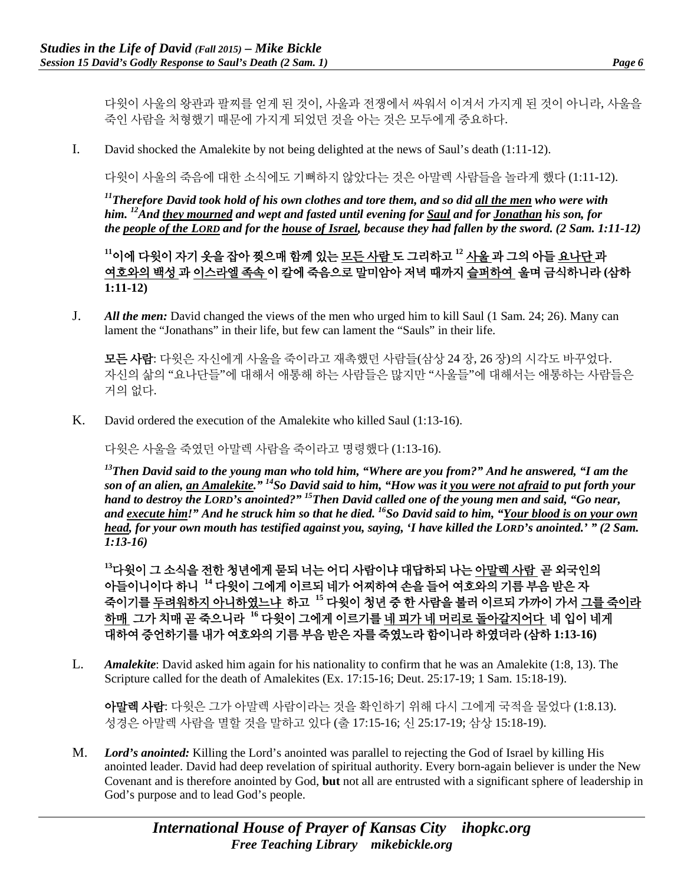다윗이 사울의 왕관과 팔찌를 얻게 된 것이, 사울과 전쟁에서 싸워서 이겨서 가지게 된 것이 아니라, 사울을 죽인 사람을 처형했기 때문에 가지게 되었던 것을 아는 것은 모두에게 중요하다.

I. David shocked the Amalekite by not being delighted at the news of Saul's death (1:11-12).

다윗이 사울의 죽음에 대한 소식에도 기뻐하지 않았다는 것은 아말렉 사람들을 놀라게 했다 (1:11-12).

***[11]Therefore David took hold of his own clothes and tore them, and so did <u>all the men</u> who were with him. [12]And <u>they mourned</u> and wept and fasted until evening for <u>Saul</u> and for <u>Jonathan</u> his son, for the <u>people of the LORD</u> and for the <u>house of Israel</u>, because they had fallen by the sword. (2 Sam. 1:11-12)***

**[11]이에 다윗이 자기 옷을 잡아 찢으매 함께 있는 <u>모든 사람</u> 도 그리하고 [12] <u>사울</u> 과 그의 아들 <u>요나단</u> 과 <u>여호와의 백성</u> 과 <u>이스라엘 족속</u> 이 칼에 죽음으로 말미암아 저녁 때까지 <u>슬퍼하여</u> 울며 금식하니라 (삼하 1:11-12)**

J. ***All the men:*** David changed the views of the men who urged him to kill Saul (1 Sam. 24; 26). Many can lament the "Jonathans" in their life, but few can lament the "Sauls" in their life.

**모든 사람**: 다윗은 자신에게 사울을 죽이라고 재촉했던 사람들(삼상 24 장, 26 장)의 시각도 바꾸었다. 자신의 삶의 "요나단들"에 대해서 애통해 하는 사람들은 많지만 "사울들"에 대해서는 애통하는 사람들은 거의 없다.

K. David ordered the execution of the Amalekite who killed Saul (1:13-16).

다윗은 사울을 죽였던 아말렉 사람을 죽이라고 명령했다 (1:13-16).

***[13]Then David said to the young man who told him, "Where are you from?" And he answered, "I am the son of an alien, <u>an Amalekite</u>." [14]So David said to him, "How was it <u>you were not afraid</u> to put forth your hand to destroy the LORD's anointed?" [15]Then David called one of the young men and said, "Go near, and <u>execute him</u>!" And he struck him so that he died. [16]So David said to him, "<u>Your blood is on your own head</u>, for your own mouth has testified against you, saying, 'I have killed the LORD's anointed.' " (2 Sam. 1:13-16)***

**[13]다윗이 그 소식을 전한 청년에게 묻되 너는 어디 사람이냐 대답하되 나는 <u>아말렉 사람</u> 곧 외국인의 아들이니이다 하니 [14] 다윗이 그에게 이르되 네가 어찌하여 손을 들어 여호와의 기름 부음 받은 자 죽이기를 <u>두려워하지 아니하였느냐</u> 하고 [15] 다윗이 청년 중 한 사람을 불러 이르되 가까이 가서 <u>그를 죽이라 하매</u> 그가 치매 곧 죽으니라 [16] 다윗이 그에게 이르기를 <u>네 피가 네 머리로 돌아갈지어다</u> 네 입이 네게 대하여 증언하기를 내가 여호와의 기름 부음 받은 자를 죽였노라 함이니라 하였더라 (삼하 1:13-16)**

L. ***Amalekite***: David asked him again for his nationality to confirm that he was an Amalekite (1:8, 13). The Scripture called for the death of Amalekites (Ex. 17:15-16; Deut. 25:17-19; 1 Sam. 15:18-19).

**아말렉 사람**: 다윗은 그가 아말렉 사람이라는 것을 확인하기 위해 다시 그에게 국적을 물었다 (1:8.13). 성경은 아말렉 사람을 멸할 것을 말하고 있다 (출 17:15-16; 신 25:17-19; 삼상 15:18-19).

M. ***Lord's anointed:*** Killing the Lord's anointed was parallel to rejecting the God of Israel by killing His anointed leader. David had deep revelation of spiritual authority. Every born-again believer is under the New Covenant and is therefore anointed by God, **but** not all are entrusted with a significant sphere of leadership in God's purpose and to lead God's people.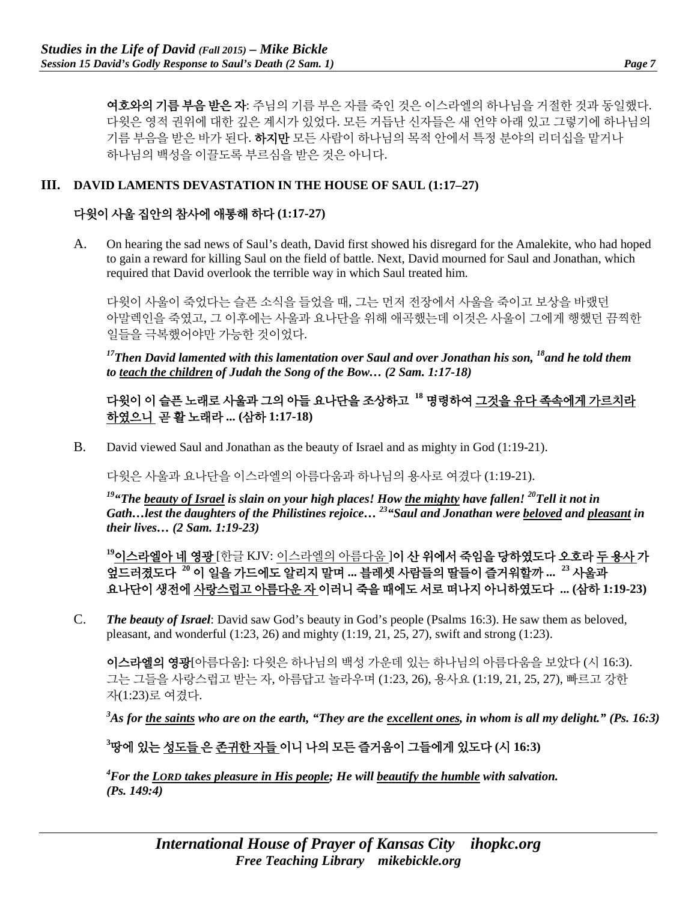**여호와의 기름 부음 받은 자**: 주님의 기름 부은 자를 죽인 것은 이스라엘의 하나님을 거절한 것과 동일했다. 다윗은 영적 권위에 대한 깊은 계시가 있었다. 모든 거듭난 신자들은 새 언약 아래 있고 그렇기에 하나님의 기름 부음을 받은 바가 된다. **하지만** 모든 사람이 하나님의 목적 안에서 특정 분야의 리더십을 맡거나 하나님의 백성을 이끌도록 부르심을 받은 것은 아니다.

## III. DAVID LAMENTS DEVASTATION IN THE HOUSE OF SAUL (1:17–27)

## 다윗이 사울 집안의 참사에 애통해 하다 (1:17-27)

A. On hearing the sad news of Saul's death, David first showed his disregard for the Amalekite, who had hoped to gain a reward for killing Saul on the field of battle. Next, David mourned for Saul and Jonathan, which required that David overlook the terrible way in which Saul treated him.

다윗이 사울이 죽었다는 슬픈 소식을 들었을 때, 그는 먼저 전장에서 사울을 죽이고 보상을 바랬던 아말렉인을 죽였고, 그 이후에는 사울과 요나단을 위해 애곡했는데 이것은 사울이 그에게 행했던 끔찍한 일들을 극복했어야만 가능한 것이었다.

***[17]Then David lamented with this lamentation over Saul and over Jonathan his son, [18]and he told them to <u>teach the children</u> of Judah the Song of the Bow… (2 Sam. 1:17-18)***

**다윗이 이 슬픈 노래로 사울과 그의 아들 요나단을 조상하고 [18] 명령하여 <u>그것을 유다 족속에게 가르치라 하였으니</u> 곧 활 노래라 ... (삼하 1:17-18)**

B. David viewed Saul and Jonathan as the beauty of Israel and as mighty in God (1:19-21).

다윗은 사울과 요나단을 이스라엘의 아름다움과 하나님의 용사로 여겼다 (1:19-21).

***[19]"The <u>beauty of Israel</u> is slain on your high places! How <u>the mighty</u> have fallen! [20]Tell it not in Gath…lest the daughters of the Philistines rejoice… [23]"Saul and Jonathan were <u>beloved</u> and <u>pleasant</u> in their lives… (2 Sam. 1:19-23)***

**[19]<u>이스라엘아 네 영광</u> [한글 KJV: <u>이스라엘의 아름다움</u>]이 산 위에서 죽임을 당하였도다 오호라 <u>두 용사</u>가 엎드러졌도다 [20] 이 일을 가드에도 알리지 말며 ... 블레셋 사람들의 딸들이 즐거워할까 ... [23] 사울과 요나단이 생전에 <u>사랑스럽고 아름다운 자</u>이러니 죽을 때에도 서로 떠나지 아니하였도다 ... (삼하 1:19-23)**

C. ***The beauty of Israel***: David saw God's beauty in God's people (Psalms 16:3). He saw them as beloved, pleasant, and wonderful (1:23, 26) and mighty (1:19, 21, 25, 27), swift and strong (1:23).

**이스라엘의 영광**[아름다움]: 다윗은 하나님의 백성 가운데 있는 하나님의 아름다움을 보았다 (시 16:3). 그는 그들을 사랑스럽고 받는 자, 아름답고 놀라우며 (1:23, 26), 용사요 (1:19, 21, 25, 27), 빠르고 강한 자(1:23)로 여겼다.

***[3]As for <u>the saints</u> who are on the earth, "They are the <u>excellent ones</u>, in whom is all my delight." (Ps. 16:3)***

**[3]땅에 있는 <u>성도들</u> 은 <u>존귀한 자들</u> 이니 나의 모든 즐거움이 그들에게 있도다 (시 16:3)**

***[4]For the <u>LORD takes pleasure in His people</u>; He will <u>beautify the humble</u> with salvation. (Ps. 149:4)***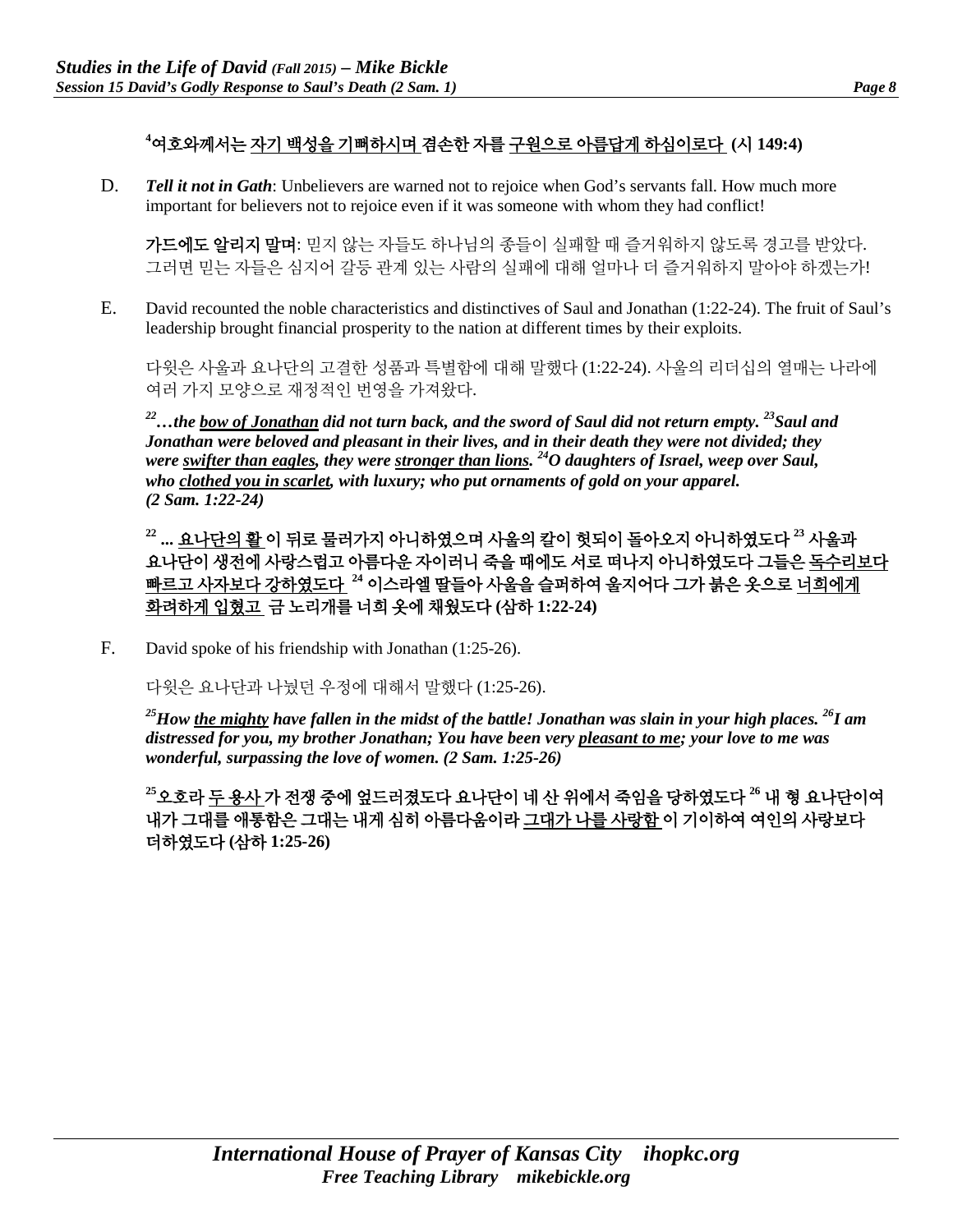**[4]여호와께서는 자기 백성을 기뻐하시며 겸손한 자를 구원으로 아름답게 하심이로다 (시 149:4)**

D. ***Tell it not in Gath***: Unbelievers are warned not to rejoice when God's servants fall. How much more important for believers not to rejoice even if it was someone with whom they had conflict!

**가드에도 알리지 말며**: 믿지 않는 자들도 하나님의 종들이 실패할 때 즐거워하지 않도록 경고를 받았다. 그러면 믿는 자들은 심지어 갈등 관계 있는 사람의 실패에 대해 얼마나 더 즐거워하지 말아야 하겠는가!

E. David recounted the noble characteristics and distinctives of Saul and Jonathan (1:22-24). The fruit of Saul's leadership brought financial prosperity to the nation at different times by their exploits.

다윗은 사울과 요나단의 고결한 성품과 특별함에 대해 말했다 (1:22-24). 사울의 리더십의 열매는 나라에 여러 가지 모양으로 재정적인 번영을 가져왔다.

***[22]…the bow of Jonathan did not turn back, and the sword of Saul did not return empty. [23]Saul and Jonathan were beloved and pleasant in their lives, and in their death they were not divided; they were swifter than eagles, they were stronger than lions. [24]O daughters of Israel, weep over Saul, who clothed you in scarlet, with luxury; who put ornaments of gold on your apparel. (2 Sam. 1:22-24)***

**[22] ... 요나단의 활 이 뒤로 물러가지 아니하였으며 사울의 칼이 헛되이 돌아오지 아니하였도다 [23] 사울과 요나단이 생전에 사랑스럽고 아름다운 자이러니 죽을 때에도 서로 떠나지 아니하였도다 그들은 독수리보다 빠르고 사자보다 강하였도다 [24] 이스라엘 딸들아 사울을 슬퍼하여 울지어다 그가 붉은 옷으로 너희에게 화려하게 입혔고 금 노리개를 너희 옷에 채웠도다 (삼하 1:22-24)**

F. David spoke of his friendship with Jonathan (1:25-26).

다윗은 요나단과 나눴던 우정에 대해서 말했다 (1:25-26).

***[25]How the mighty have fallen in the midst of the battle! Jonathan was slain in your high places. [26]I am distressed for you, my brother Jonathan; You have been very pleasant to me; your love to me was wonderful, surpassing the love of women. (2 Sam. 1:25-26)***

**[25]오호라 두 용사 가 전쟁 중에 엎드러졌도다 요나단이 네 산 위에서 죽임을 당하였도다 [26] 내 형 요나단이여 내가 그대를 애통함은 그대는 내게 심히 아름다움이라 그대가 나를 사랑함 이 기이하여 여인의 사랑보다 더하였도다 (삼하 1:25-26)**